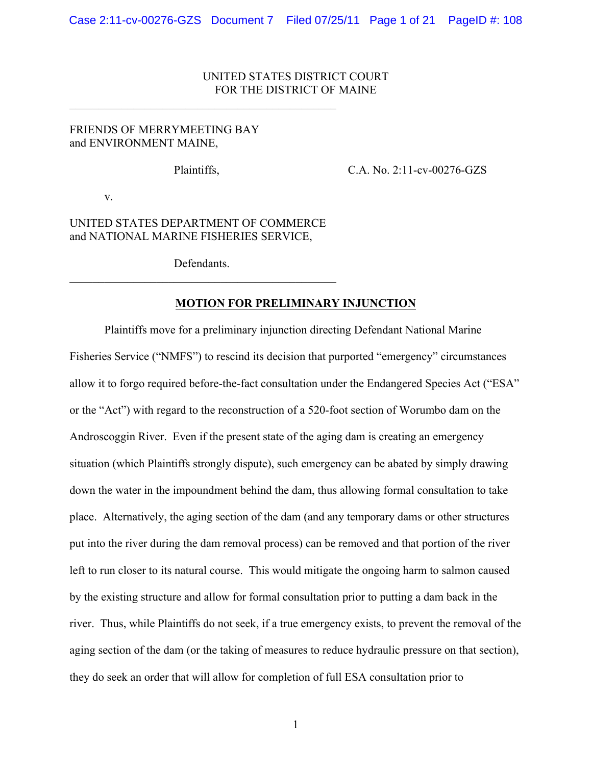UNITED STATES DISTRICT COURT
FOR THE DISTRICT OF MAINE

---

FRIENDS OF MERRYMEETING BAY
and ENVIRONMENT MAINE,

Plaintiffs,

C.A. No. 2:11-cv-00276-GZS

v.

UNITED STATES DEPARTMENT OF COMMERCE
and NATIONAL MARINE FISHERIES SERVICE,

Defendants.

---

## MOTION FOR PRELIMINARY INJUNCTION

Plaintiffs move for a preliminary injunction directing Defendant National Marine Fisheries Service ("NMFS") to rescind its decision that purported "emergency" circumstances allow it to forgo required before-the-fact consultation under the Endangered Species Act ("ESA" or the "Act") with regard to the reconstruction of a 520-foot section of Worumbo dam on the Androscoggin River. Even if the present state of the aging dam is creating an emergency situation (which Plaintiffs strongly dispute), such emergency can be abated by simply drawing down the water in the impoundment behind the dam, thus allowing formal consultation to take place. Alternatively, the aging section of the dam (and any temporary dams or other structures put into the river during the dam removal process) can be removed and that portion of the river left to run closer to its natural course. This would mitigate the ongoing harm to salmon caused by the existing structure and allow for formal consultation prior to putting a dam back in the river. Thus, while Plaintiffs do not seek, if a true emergency exists, to prevent the removal of the aging section of the dam (or the taking of measures to reduce hydraulic pressure on that section), they do seek an order that will allow for completion of full ESA consultation prior to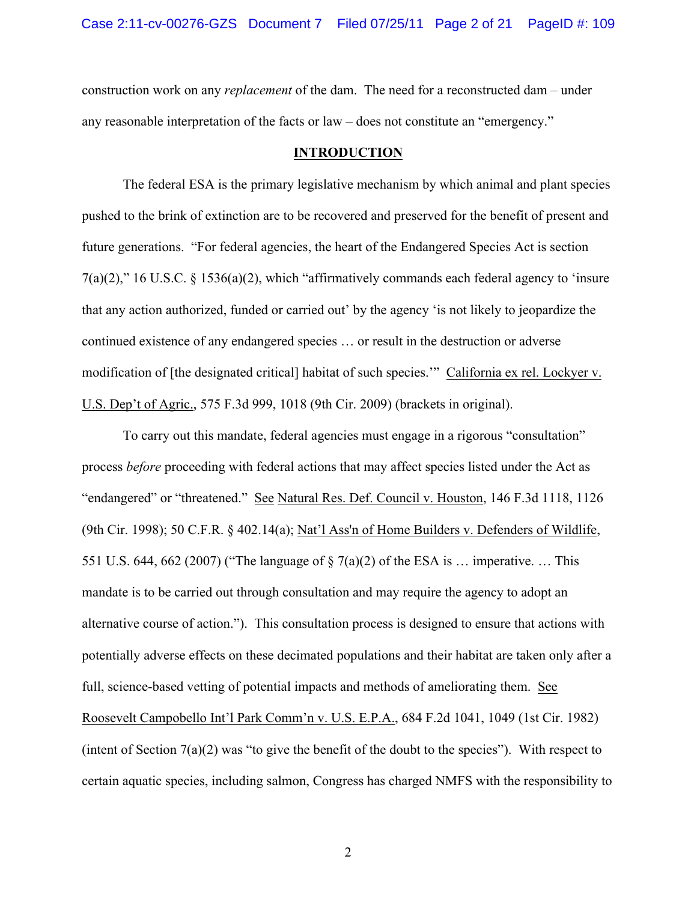construction work on any *replacement* of the dam. The need for a reconstructed dam – under any reasonable interpretation of the facts or law – does not constitute an "emergency."

## INTRODUCTION

The federal ESA is the primary legislative mechanism by which animal and plant species pushed to the brink of extinction are to be recovered and preserved for the benefit of present and future generations. "For federal agencies, the heart of the Endangered Species Act is section 7(a)(2)," 16 U.S.C. § 1536(a)(2), which "affirmatively commands each federal agency to 'insure that any action authorized, funded or carried out' by the agency 'is not likely to jeopardize the continued existence of any endangered species … or result in the destruction or adverse modification of [the designated critical] habitat of such species.'" California ex rel. Lockyer v. U.S. Dep't of Agric., 575 F.3d 999, 1018 (9th Cir. 2009) (brackets in original).

To carry out this mandate, federal agencies must engage in a rigorous "consultation" process *before* proceeding with federal actions that may affect species listed under the Act as "endangered" or "threatened." See Natural Res. Def. Council v. Houston, 146 F.3d 1118, 1126 (9th Cir. 1998); 50 C.F.R. § 402.14(a); Nat'l Ass'n of Home Builders v. Defenders of Wildlife, 551 U.S. 644, 662 (2007) ("The language of § 7(a)(2) of the ESA is … imperative. … This mandate is to be carried out through consultation and may require the agency to adopt an alternative course of action."). This consultation process is designed to ensure that actions with potentially adverse effects on these decimated populations and their habitat are taken only after a full, science-based vetting of potential impacts and methods of ameliorating them. See Roosevelt Campobello Int'l Park Comm'n v. U.S. E.P.A., 684 F.2d 1041, 1049 (1st Cir. 1982) (intent of Section 7(a)(2) was "to give the benefit of the doubt to the species"). With respect to certain aquatic species, including salmon, Congress has charged NMFS with the responsibility to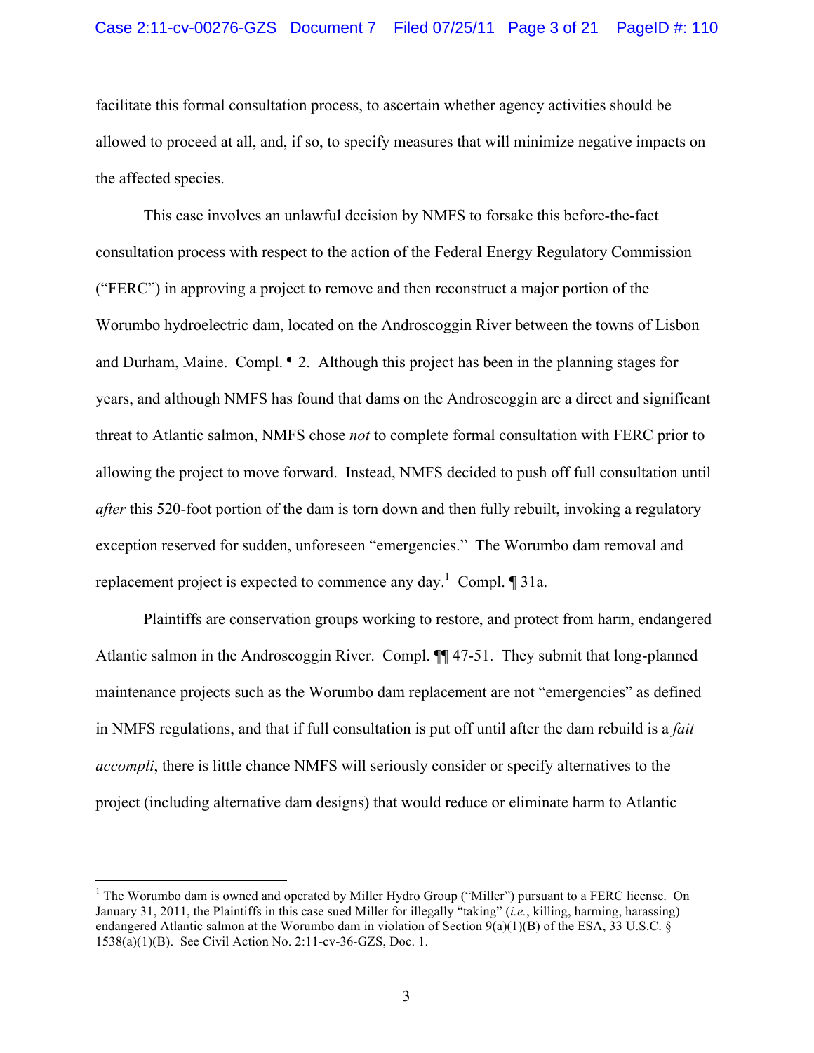facilitate this formal consultation process, to ascertain whether agency activities should be allowed to proceed at all, and, if so, to specify measures that will minimize negative impacts on the affected species.

This case involves an unlawful decision by NMFS to forsake this before-the-fact consultation process with respect to the action of the Federal Energy Regulatory Commission ("FERC") in approving a project to remove and then reconstruct a major portion of the Worumbo hydroelectric dam, located on the Androscoggin River between the towns of Lisbon and Durham, Maine. Compl. ¶ 2. Although this project has been in the planning stages for years, and although NMFS has found that dams on the Androscoggin are a direct and significant threat to Atlantic salmon, NMFS chose *not* to complete formal consultation with FERC prior to allowing the project to move forward. Instead, NMFS decided to push off full consultation until *after* this 520-foot portion of the dam is torn down and then fully rebuilt, invoking a regulatory exception reserved for sudden, unforeseen "emergencies." The Worumbo dam removal and replacement project is expected to commence any day.[1] Compl. ¶ 31a.

Plaintiffs are conservation groups working to restore, and protect from harm, endangered Atlantic salmon in the Androscoggin River. Compl. ¶¶ 47-51. They submit that long-planned maintenance projects such as the Worumbo dam replacement are not "emergencies" as defined in NMFS regulations, and that if full consultation is put off until after the dam rebuild is a *fait accompli*, there is little chance NMFS will seriously consider or specify alternatives to the project (including alternative dam designs) that would reduce or eliminate harm to Atlantic

---

[1] The Worumbo dam is owned and operated by Miller Hydro Group ("Miller") pursuant to a FERC license. On January 31, 2011, the Plaintiffs in this case sued Miller for illegally "taking" (*i.e.*, killing, harming, harassing) endangered Atlantic salmon at the Worumbo dam in violation of Section 9(a)(1)(B) of the ESA, 33 U.S.C. § 1538(a)(1)(B). See Civil Action No. 2:11-cv-36-GZS, Doc. 1.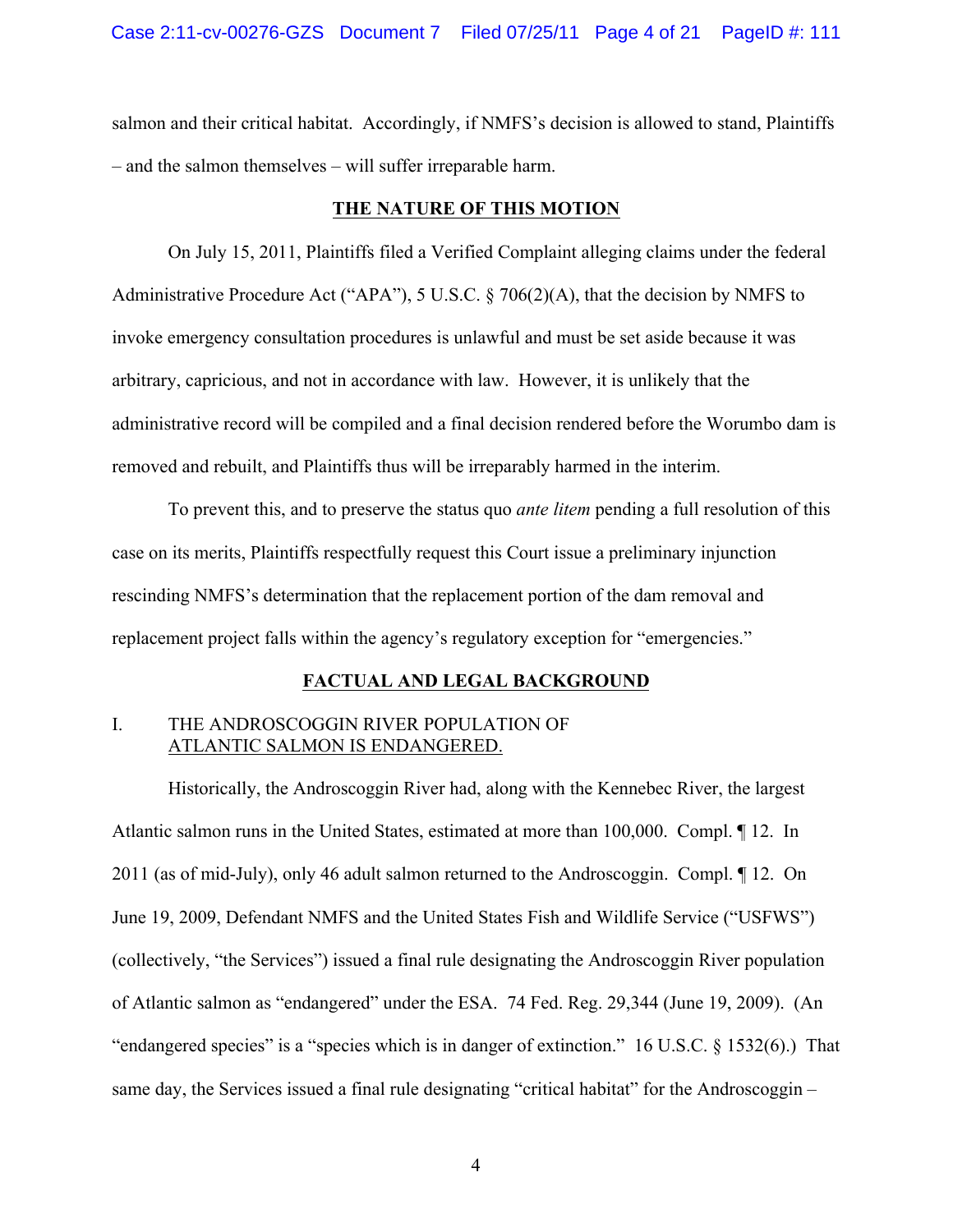salmon and their critical habitat. Accordingly, if NMFS's decision is allowed to stand, Plaintiffs – and the salmon themselves – will suffer irreparable harm.

## THE NATURE OF THIS MOTION

On July 15, 2011, Plaintiffs filed a Verified Complaint alleging claims under the federal Administrative Procedure Act ("APA"), 5 U.S.C. § 706(2)(A), that the decision by NMFS to invoke emergency consultation procedures is unlawful and must be set aside because it was arbitrary, capricious, and not in accordance with law. However, it is unlikely that the administrative record will be compiled and a final decision rendered before the Worumbo dam is removed and rebuilt, and Plaintiffs thus will be irreparably harmed in the interim.

To prevent this, and to preserve the status quo *ante litem* pending a full resolution of this case on its merits, Plaintiffs respectfully request this Court issue a preliminary injunction rescinding NMFS's determination that the replacement portion of the dam removal and replacement project falls within the agency's regulatory exception for "emergencies."

## FACTUAL AND LEGAL BACKGROUND

### I. THE ANDROSCOGGIN RIVER POPULATION OF ATLANTIC SALMON IS ENDANGERED.

Historically, the Androscoggin River had, along with the Kennebec River, the largest Atlantic salmon runs in the United States, estimated at more than 100,000. Compl. ¶ 12. In 2011 (as of mid-July), only 46 adult salmon returned to the Androscoggin. Compl. ¶ 12. On June 19, 2009, Defendant NMFS and the United States Fish and Wildlife Service ("USFWS") (collectively, "the Services") issued a final rule designating the Androscoggin River population of Atlantic salmon as "endangered" under the ESA. 74 Fed. Reg. 29,344 (June 19, 2009). (An "endangered species" is a "species which is in danger of extinction." 16 U.S.C. § 1532(6).) That same day, the Services issued a final rule designating "critical habitat" for the Androscoggin –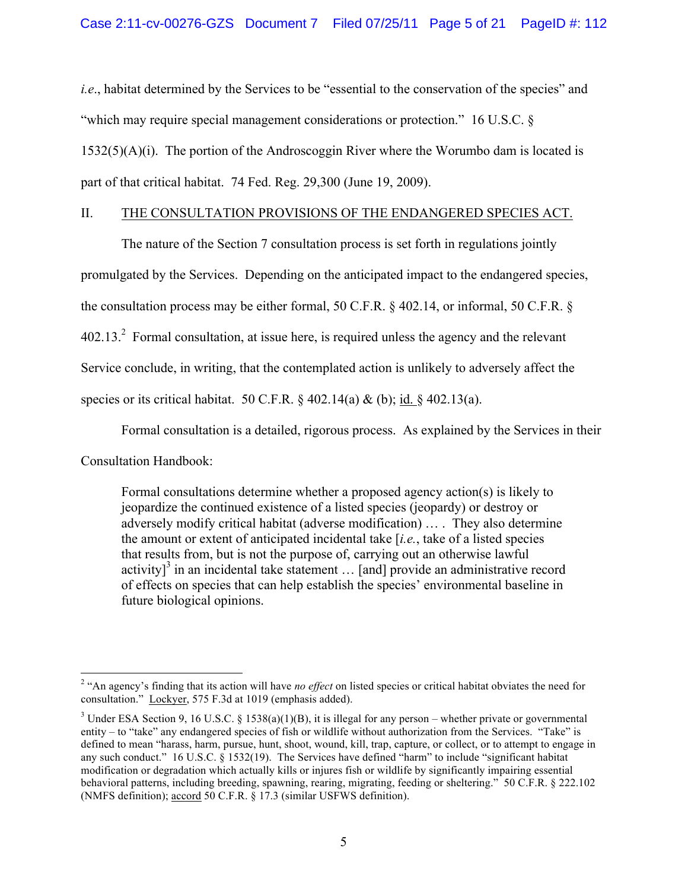*i.e.*, habitat determined by the Services to be "essential to the conservation of the species" and "which may require special management considerations or protection." 16 U.S.C. § 1532(5)(A)(i). The portion of the Androscoggin River where the Worumbo dam is located is part of that critical habitat. 74 Fed. Reg. 29,300 (June 19, 2009).

## II. THE CONSULTATION PROVISIONS OF THE ENDANGERED SPECIES ACT.

The nature of the Section 7 consultation process is set forth in regulations jointly promulgated by the Services. Depending on the anticipated impact to the endangered species, the consultation process may be either formal, 50 C.F.R. § 402.14, or informal, 50 C.F.R. § 402.13.[2] Formal consultation, at issue here, is required unless the agency and the relevant Service conclude, in writing, that the contemplated action is unlikely to adversely affect the species or its critical habitat. 50 C.F.R. § 402.14(a) & (b); id. § 402.13(a).

Formal consultation is a detailed, rigorous process. As explained by the Services in their Consultation Handbook:

> Formal consultations determine whether a proposed agency action(s) is likely to jeopardize the continued existence of a listed species (jeopardy) or destroy or adversely modify critical habitat (adverse modification) … . They also determine the amount or extent of anticipated incidental take [*i.e.*, take of a listed species that results from, but is not the purpose of, carrying out an otherwise lawful activity][3] in an incidental take statement … [and] provide an administrative record of effects on species that can help establish the species' environmental baseline in future biological opinions.

---

[2] "An agency's finding that its action will have *no effect* on listed species or critical habitat obviates the need for consultation." Lockyer, 575 F.3d at 1019 (emphasis added).

[3] Under ESA Section 9, 16 U.S.C. § 1538(a)(1)(B), it is illegal for any person – whether private or governmental entity – to "take" any endangered species of fish or wildlife without authorization from the Services. "Take" is defined to mean "harass, harm, pursue, hunt, shoot, wound, kill, trap, capture, or collect, or to attempt to engage in any such conduct." 16 U.S.C. § 1532(19). The Services have defined "harm" to include "significant habitat modification or degradation which actually kills or injures fish or wildlife by significantly impairing essential behavioral patterns, including breeding, spawning, rearing, migrating, feeding or sheltering." 50 C.F.R. § 222.102 (NMFS definition); accord 50 C.F.R. § 17.3 (similar USFWS definition).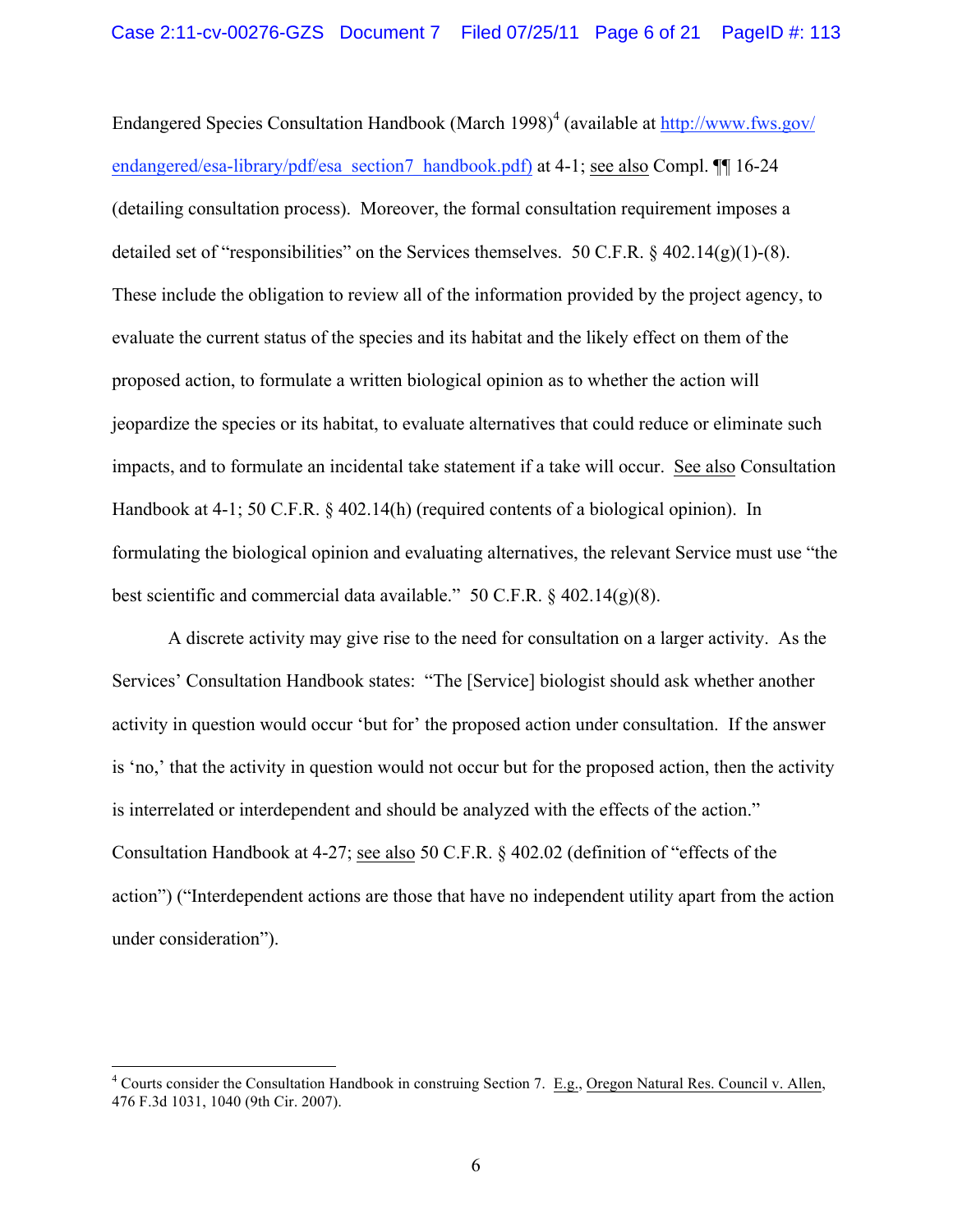Endangered Species Consultation Handbook (March 1998)[4] (available at http://www.fws.gov/endangered/esa-library/pdf/esa_section7_handbook.pdf) at 4-1; see also Compl. ¶¶ 16-24 (detailing consultation process). Moreover, the formal consultation requirement imposes a detailed set of "responsibilities" on the Services themselves. 50 C.F.R. § 402.14(g)(1)-(8). These include the obligation to review all of the information provided by the project agency, to evaluate the current status of the species and its habitat and the likely effect on them of the proposed action, to formulate a written biological opinion as to whether the action will jeopardize the species or its habitat, to evaluate alternatives that could reduce or eliminate such impacts, and to formulate an incidental take statement if a take will occur. See also Consultation Handbook at 4-1; 50 C.F.R. § 402.14(h) (required contents of a biological opinion). In formulating the biological opinion and evaluating alternatives, the relevant Service must use "the best scientific and commercial data available." 50 C.F.R. § 402.14(g)(8).

A discrete activity may give rise to the need for consultation on a larger activity. As the Services' Consultation Handbook states: "The [Service] biologist should ask whether another activity in question would occur 'but for' the proposed action under consultation. If the answer is 'no,' that the activity in question would not occur but for the proposed action, then the activity is interrelated or interdependent and should be analyzed with the effects of the action." Consultation Handbook at 4-27; see also 50 C.F.R. § 402.02 (definition of "effects of the action") ("Interdependent actions are those that have no independent utility apart from the action under consideration").

---

[4] Courts consider the Consultation Handbook in construing Section 7. E.g., Oregon Natural Res. Council v. Allen, 476 F.3d 1031, 1040 (9th Cir. 2007).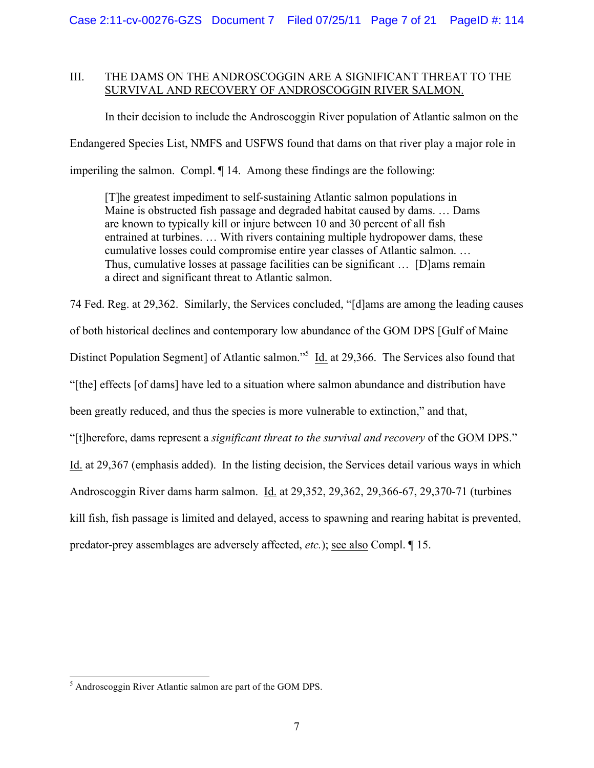## III. THE DAMS ON THE ANDROSCOGGIN ARE A SIGNIFICANT THREAT TO THE SURVIVAL AND RECOVERY OF ANDROSCOGGIN RIVER SALMON.

In their decision to include the Androscoggin River population of Atlantic salmon on the Endangered Species List, NMFS and USFWS found that dams on that river play a major role in imperiling the salmon. Compl. ¶ 14. Among these findings are the following:

> [T]he greatest impediment to self-sustaining Atlantic salmon populations in Maine is obstructed fish passage and degraded habitat caused by dams. … Dams are known to typically kill or injure between 10 and 30 percent of all fish entrained at turbines. … With rivers containing multiple hydropower dams, these cumulative losses could compromise entire year classes of Atlantic salmon. … Thus, cumulative losses at passage facilities can be significant … [D]ams remain a direct and significant threat to Atlantic salmon.

74 Fed. Reg. at 29,362. Similarly, the Services concluded, "[d]ams are among the leading causes of both historical declines and contemporary low abundance of the GOM DPS [Gulf of Maine Distinct Population Segment] of Atlantic salmon."[5] Id. at 29,366. The Services also found that "[the] effects [of dams] have led to a situation where salmon abundance and distribution have been greatly reduced, and thus the species is more vulnerable to extinction," and that, "[t]herefore, dams represent a *significant threat to the survival and recovery* of the GOM DPS." Id. at 29,367 (emphasis added). In the listing decision, the Services detail various ways in which Androscoggin River dams harm salmon. Id. at 29,352, 29,362, 29,366-67, 29,370-71 (turbines kill fish, fish passage is limited and delayed, access to spawning and rearing habitat is prevented, predator-prey assemblages are adversely affected, *etc.*); see also Compl. ¶ 15.

---

[5] Androscoggin River Atlantic salmon are part of the GOM DPS.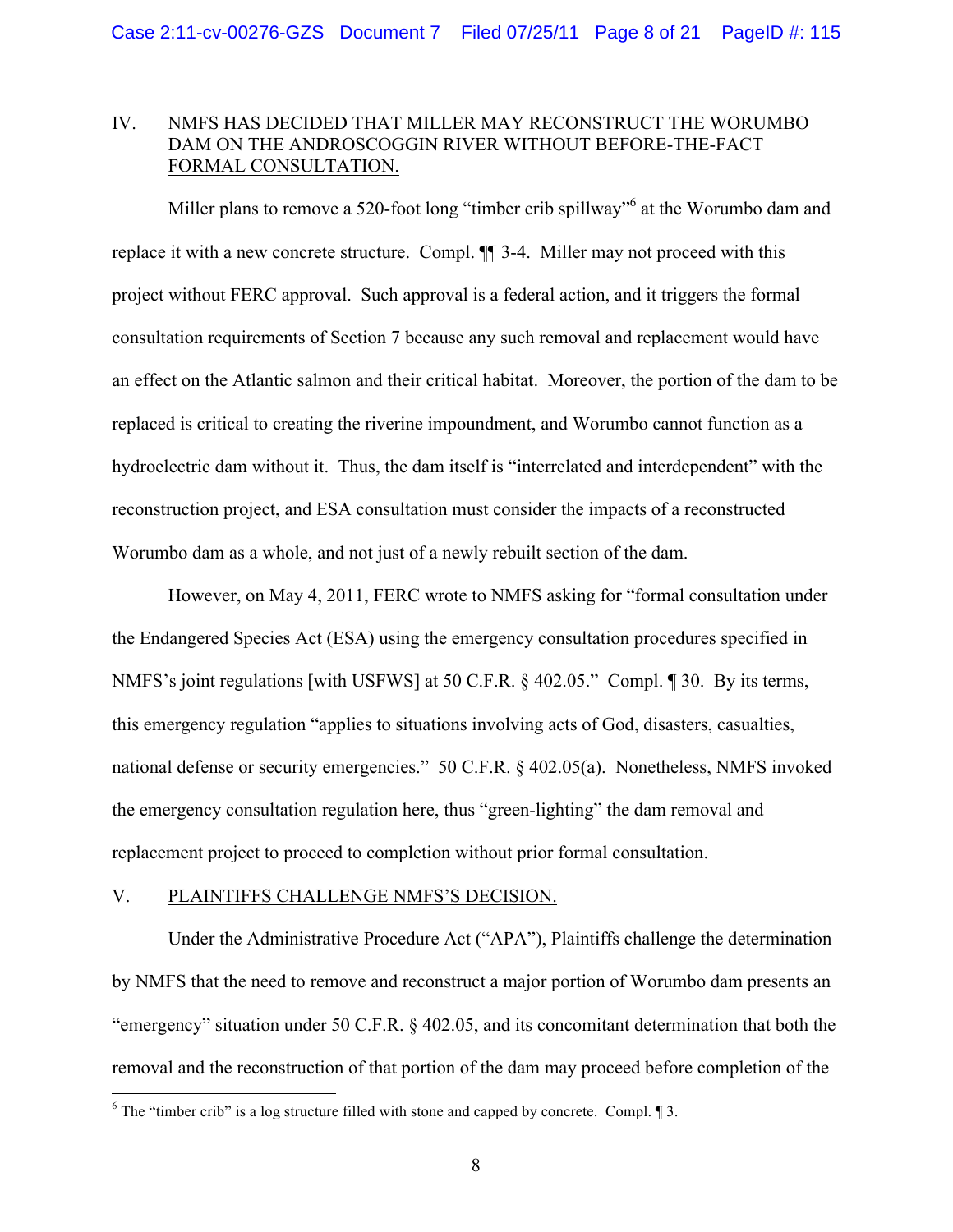## IV. NMFS HAS DECIDED THAT MILLER MAY RECONSTRUCT THE WORUMBO DAM ON THE ANDROSCOGGIN RIVER WITHOUT BEFORE-THE-FACT FORMAL CONSULTATION.

Miller plans to remove a 520-foot long "timber crib spillway"[6] at the Worumbo dam and replace it with a new concrete structure. Compl. ¶¶ 3-4. Miller may not proceed with this project without FERC approval. Such approval is a federal action, and it triggers the formal consultation requirements of Section 7 because any such removal and replacement would have an effect on the Atlantic salmon and their critical habitat. Moreover, the portion of the dam to be replaced is critical to creating the riverine impoundment, and Worumbo cannot function as a hydroelectric dam without it. Thus, the dam itself is "interrelated and interdependent" with the reconstruction project, and ESA consultation must consider the impacts of a reconstructed Worumbo dam as a whole, and not just of a newly rebuilt section of the dam.

However, on May 4, 2011, FERC wrote to NMFS asking for "formal consultation under the Endangered Species Act (ESA) using the emergency consultation procedures specified in NMFS's joint regulations [with USFWS] at 50 C.F.R. § 402.05." Compl. ¶ 30. By its terms, this emergency regulation "applies to situations involving acts of God, disasters, casualties, national defense or security emergencies." 50 C.F.R. § 402.05(a). Nonetheless, NMFS invoked the emergency consultation regulation here, thus "green-lighting" the dam removal and replacement project to proceed to completion without prior formal consultation.

## V. PLAINTIFFS CHALLENGE NMFS'S DECISION.

Under the Administrative Procedure Act ("APA"), Plaintiffs challenge the determination by NMFS that the need to remove and reconstruct a major portion of Worumbo dam presents an "emergency" situation under 50 C.F.R. § 402.05, and its concomitant determination that both the removal and the reconstruction of that portion of the dam may proceed before completion of the

---

[6] The "timber crib" is a log structure filled with stone and capped by concrete. Compl. ¶ 3.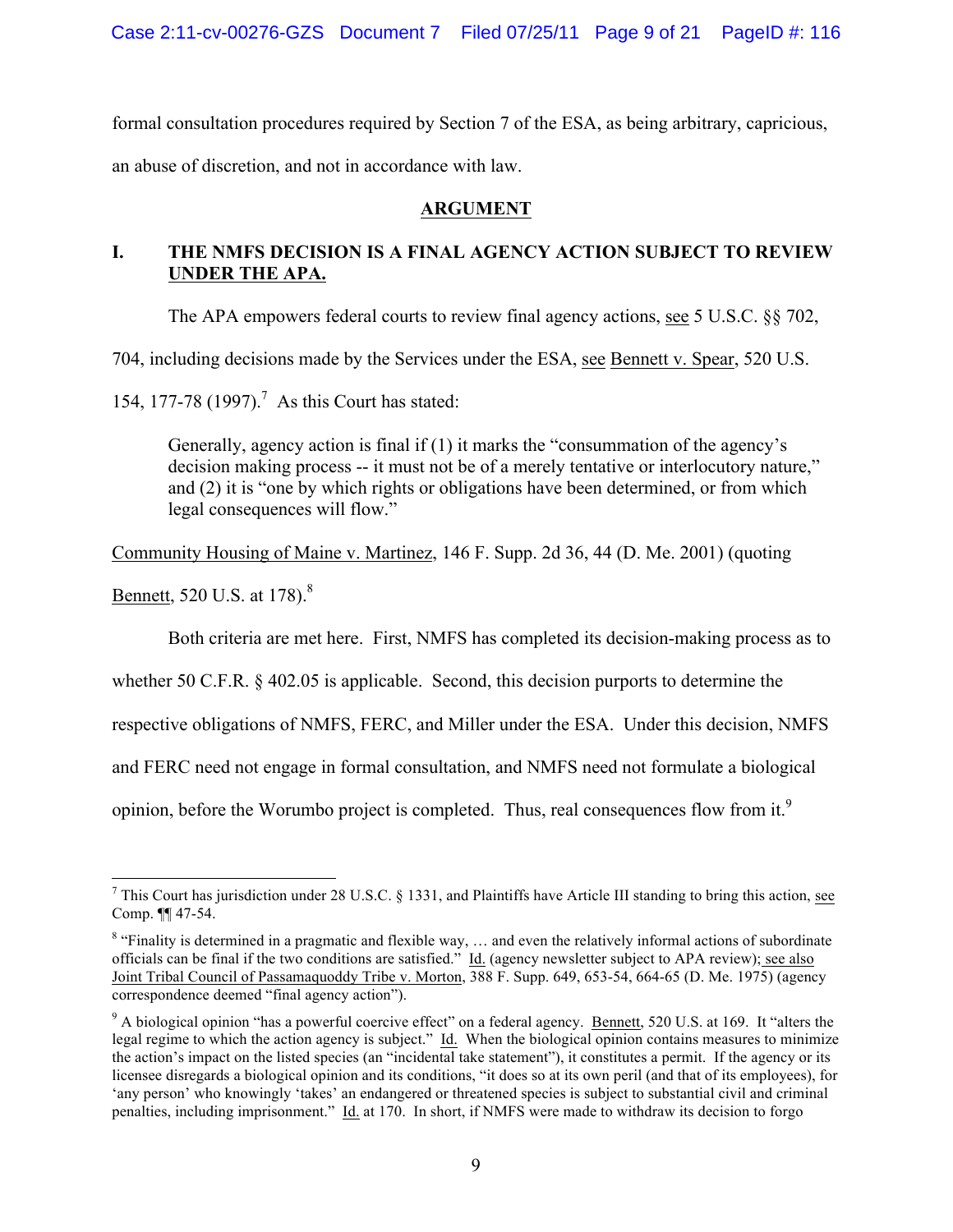formal consultation procedures required by Section 7 of the ESA, as being arbitrary, capricious, an abuse of discretion, and not in accordance with law.

## ARGUMENT

### I. THE NMFS DECISION IS A FINAL AGENCY ACTION SUBJECT TO REVIEW UNDER THE APA.

The APA empowers federal courts to review final agency actions, see 5 U.S.C. §§ 702, 704, including decisions made by the Services under the ESA, see Bennett v. Spear, 520 U.S. 154, 177-78 (1997).[7] As this Court has stated:

> Generally, agency action is final if (1) it marks the "consummation of the agency's decision making process -- it must not be of a merely tentative or interlocutory nature," and (2) it is "one by which rights or obligations have been determined, or from which legal consequences will flow."

Community Housing of Maine v. Martinez, 146 F. Supp. 2d 36, 44 (D. Me. 2001) (quoting Bennett, 520 U.S. at 178).[8]

Both criteria are met here. First, NMFS has completed its decision-making process as to whether 50 C.F.R. § 402.05 is applicable. Second, this decision purports to determine the respective obligations of NMFS, FERC, and Miller under the ESA. Under this decision, NMFS and FERC need not engage in formal consultation, and NMFS need not formulate a biological opinion, before the Worumbo project is completed. Thus, real consequences flow from it.[9]

---

[7] This Court has jurisdiction under 28 U.S.C. § 1331, and Plaintiffs have Article III standing to bring this action, see Comp. ¶¶ 47-54.

[8] "Finality is determined in a pragmatic and flexible way, … and even the relatively informal actions of subordinate officials can be final if the two conditions are satisfied." Id. (agency newsletter subject to APA review); see also Joint Tribal Council of Passamaquoddy Tribe v. Morton, 388 F. Supp. 649, 653-54, 664-65 (D. Me. 1975) (agency correspondence deemed "final agency action").

[9] A biological opinion "has a powerful coercive effect" on a federal agency. Bennett, 520 U.S. at 169. It "alters the legal regime to which the action agency is subject." Id. When the biological opinion contains measures to minimize the action's impact on the listed species (an "incidental take statement"), it constitutes a permit. If the agency or its licensee disregards a biological opinion and its conditions, "it does so at its own peril (and that of its employees), for 'any person' who knowingly 'takes' an endangered or threatened species is subject to substantial civil and criminal penalties, including imprisonment." Id. at 170. In short, if NMFS were made to withdraw its decision to forgo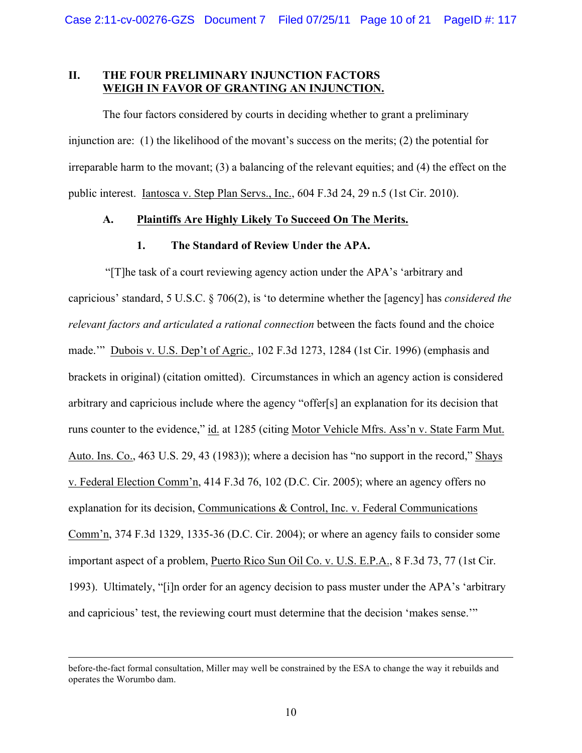## II. THE FOUR PRELIMINARY INJUNCTION FACTORS WEIGH IN FAVOR OF GRANTING AN INJUNCTION.

The four factors considered by courts in deciding whether to grant a preliminary injunction are: (1) the likelihood of the movant's success on the merits; (2) the potential for irreparable harm to the movant; (3) a balancing of the relevant equities; and (4) the effect on the public interest. Iantosca v. Step Plan Servs., Inc., 604 F.3d 24, 29 n.5 (1st Cir. 2010).

### A. Plaintiffs Are Highly Likely To Succeed On The Merits.

#### 1. The Standard of Review Under the APA.

"[T]he task of a court reviewing agency action under the APA's 'arbitrary and capricious' standard, 5 U.S.C. § 706(2), is 'to determine whether the [agency] has *considered the relevant factors and articulated a rational connection* between the facts found and the choice made.'" Dubois v. U.S. Dep't of Agric., 102 F.3d 1273, 1284 (1st Cir. 1996) (emphasis and brackets in original) (citation omitted). Circumstances in which an agency action is considered arbitrary and capricious include where the agency "offer[s] an explanation for its decision that runs counter to the evidence," id. at 1285 (citing Motor Vehicle Mfrs. Ass'n v. State Farm Mut. Auto. Ins. Co., 463 U.S. 29, 43 (1983)); where a decision has "no support in the record," Shays v. Federal Election Comm'n, 414 F.3d 76, 102 (D.C. Cir. 2005); where an agency offers no explanation for its decision, Communications & Control, Inc. v. Federal Communications Comm'n, 374 F.3d 1329, 1335-36 (D.C. Cir. 2004); or where an agency fails to consider some important aspect of a problem, Puerto Rico Sun Oil Co. v. U.S. E.P.A., 8 F.3d 73, 77 (1st Cir. 1993). Ultimately, "[i]n order for an agency decision to pass muster under the APA's 'arbitrary and capricious' test, the reviewing court must determine that the decision 'makes sense.'"

---

before-the-fact formal consultation, Miller may well be constrained by the ESA to change the way it rebuilds and operates the Worumbo dam.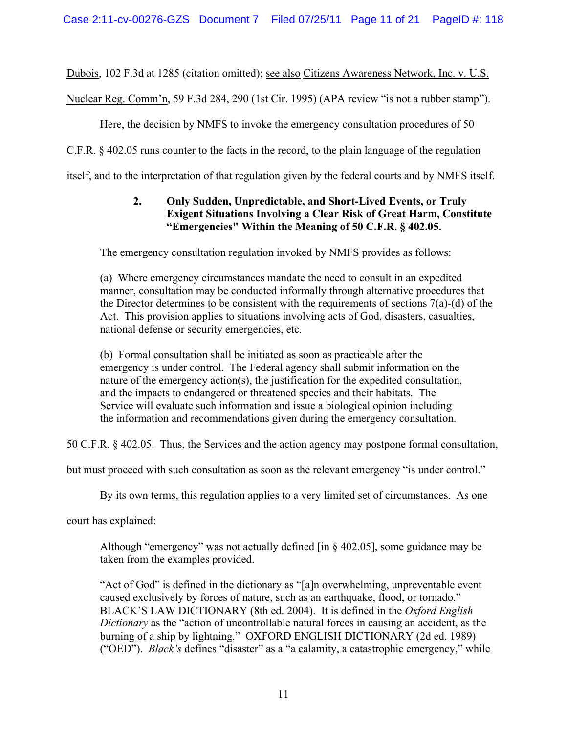Dubois, 102 F.3d at 1285 (citation omitted); see also Citizens Awareness Network, Inc. v. U.S. Nuclear Reg. Comm'n, 59 F.3d 284, 290 (1st Cir. 1995) (APA review "is not a rubber stamp").

Here, the decision by NMFS to invoke the emergency consultation procedures of 50 C.F.R. § 402.05 runs counter to the facts in the record, to the plain language of the regulation itself, and to the interpretation of that regulation given by the federal courts and by NMFS itself.

### 2. Only Sudden, Unpredictable, and Short-Lived Events, or Truly Exigent Situations Involving a Clear Risk of Great Harm, Constitute "Emergencies" Within the Meaning of 50 C.F.R. § 402.05.

The emergency consultation regulation invoked by NMFS provides as follows:

> (a) Where emergency circumstances mandate the need to consult in an expedited manner, consultation may be conducted informally through alternative procedures that the Director determines to be consistent with the requirements of sections 7(a)-(d) of the Act. This provision applies to situations involving acts of God, disasters, casualties, national defense or security emergencies, etc.
>
> (b) Formal consultation shall be initiated as soon as practicable after the emergency is under control. The Federal agency shall submit information on the nature of the emergency action(s), the justification for the expedited consultation, and the impacts to endangered or threatened species and their habitats. The Service will evaluate such information and issue a biological opinion including the information and recommendations given during the emergency consultation.

50 C.F.R. § 402.05. Thus, the Services and the action agency may postpone formal consultation, but must proceed with such consultation as soon as the relevant emergency "is under control."

By its own terms, this regulation applies to a very limited set of circumstances. As one court has explained:

> Although "emergency" was not actually defined [in § 402.05], some guidance may be taken from the examples provided.
>
> "Act of God" is defined in the dictionary as "[a]n overwhelming, unpreventable event caused exclusively by forces of nature, such as an earthquake, flood, or tornado." BLACK'S LAW DICTIONARY (8th ed. 2004). It is defined in the *Oxford English Dictionary* as the "action of uncontrollable natural forces in causing an accident, as the burning of a ship by lightning." OXFORD ENGLISH DICTIONARY (2d ed. 1989) ("OED"). *Black's* defines "disaster" as a "a calamity, a catastrophic emergency," while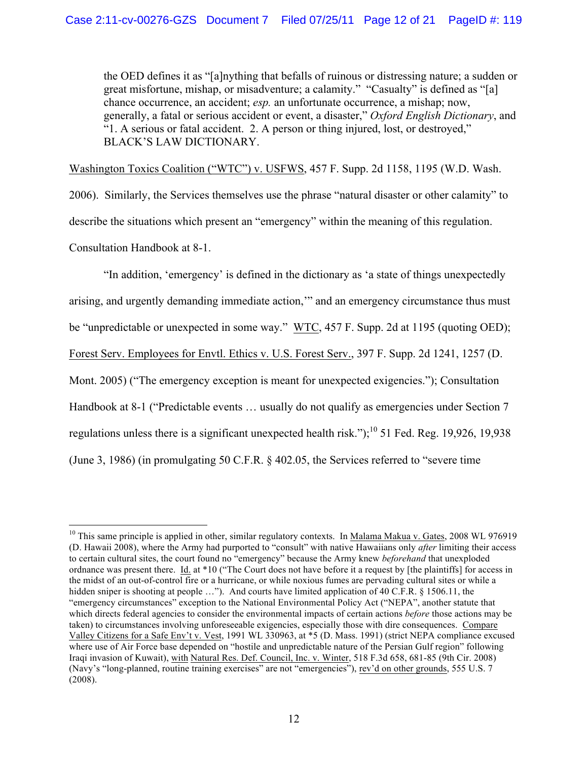> the OED defines it as "[a]nything that befalls of ruinous or distressing nature; a sudden or great misfortune, mishap, or misadventure; a calamity." "Casualty" is defined as "[a] chance occurrence, an accident; *esp.* an unfortunate occurrence, a mishap; now, generally, a fatal or serious accident or event, a disaster," *Oxford English Dictionary*, and "1. A serious or fatal accident. 2. A person or thing injured, lost, or destroyed," BLACK'S LAW DICTIONARY.

Washington Toxics Coalition ("WTC") v. USFWS, 457 F. Supp. 2d 1158, 1195 (W.D. Wash. 2006). Similarly, the Services themselves use the phrase "natural disaster or other calamity" to describe the situations which present an "emergency" within the meaning of this regulation. Consultation Handbook at 8-1.

"In addition, 'emergency' is defined in the dictionary as 'a state of things unexpectedly arising, and urgently demanding immediate action,'" and an emergency circumstance thus must be "unpredictable or unexpected in some way." WTC, 457 F. Supp. 2d at 1195 (quoting OED); Forest Serv. Employees for Envtl. Ethics v. U.S. Forest Serv., 397 F. Supp. 2d 1241, 1257 (D. Mont. 2005) ("The emergency exception is meant for unexpected exigencies."); Consultation Handbook at 8-1 ("Predictable events … usually do not qualify as emergencies under Section 7 regulations unless there is a significant unexpected health risk.");[10] 51 Fed. Reg. 19,926, 19,938 (June 3, 1986) (in promulgating 50 C.F.R. § 402.05, the Services referred to "severe time

---

[10] This same principle is applied in other, similar regulatory contexts. In Malama Makua v. Gates, 2008 WL 976919 (D. Hawaii 2008), where the Army had purported to "consult" with native Hawaiians only *after* limiting their access to certain cultural sites, the court found no "emergency" because the Army knew *beforehand* that unexploded ordnance was present there. Id. at *10 ("The Court does not have before it a request by [the plaintiffs] for access in the midst of an out-of-control fire or a hurricane, or while noxious fumes are pervading cultural sites or while a hidden sniper is shooting at people …"). And courts have limited application of 40 C.F.R. § 1506.11, the "emergency circumstances" exception to the National Environmental Policy Act ("NEPA", another statute that which directs federal agencies to consider the environmental impacts of certain actions *before* those actions may be taken) to circumstances involving unforeseeable exigencies, especially those with dire consequences. Compare Valley Citizens for a Safe Env't v. Vest, 1991 WL 330963, at *5 (D. Mass. 1991) (strict NEPA compliance excused where use of Air Force base depended on "hostile and unpredictable nature of the Persian Gulf region" following Iraqi invasion of Kuwait), with Natural Res. Def. Council, Inc. v. Winter, 518 F.3d 658, 681-85 (9th Cir. 2008) (Navy's "long-planned, routine training exercises" are not "emergencies"), rev'd on other grounds, 555 U.S. 7 (2008).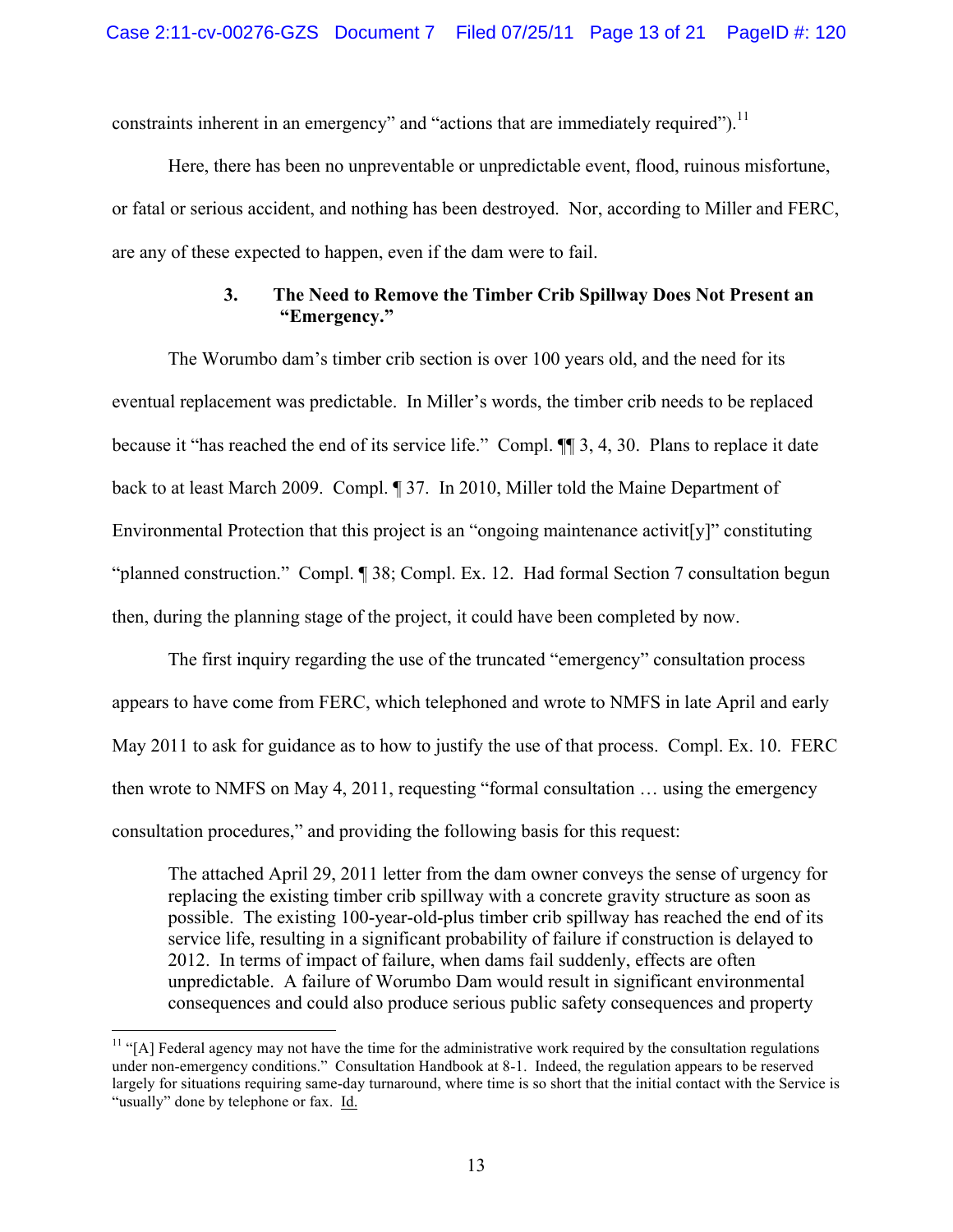constraints inherent in an emergency" and "actions that are immediately required").[11]

Here, there has been no unpreventable or unpredictable event, flood, ruinous misfortune, or fatal or serious accident, and nothing has been destroyed. Nor, according to Miller and FERC, are any of these expected to happen, even if the dam were to fail.

### 3. The Need to Remove the Timber Crib Spillway Does Not Present an "Emergency."

The Worumbo dam's timber crib section is over 100 years old, and the need for its eventual replacement was predictable. In Miller's words, the timber crib needs to be replaced because it "has reached the end of its service life." Compl. ¶¶ 3, 4, 30. Plans to replace it date back to at least March 2009. Compl. ¶ 37. In 2010, Miller told the Maine Department of Environmental Protection that this project is an "ongoing maintenance activit[y]" constituting "planned construction." Compl. ¶ 38; Compl. Ex. 12. Had formal Section 7 consultation begun then, during the planning stage of the project, it could have been completed by now.

The first inquiry regarding the use of the truncated "emergency" consultation process appears to have come from FERC, which telephoned and wrote to NMFS in late April and early May 2011 to ask for guidance as to how to justify the use of that process. Compl. Ex. 10. FERC then wrote to NMFS on May 4, 2011, requesting "formal consultation … using the emergency consultation procedures," and providing the following basis for this request:

> The attached April 29, 2011 letter from the dam owner conveys the sense of urgency for replacing the existing timber crib spillway with a concrete gravity structure as soon as possible. The existing 100-year-old-plus timber crib spillway has reached the end of its service life, resulting in a significant probability of failure if construction is delayed to 2012. In terms of impact of failure, when dams fail suddenly, effects are often unpredictable. A failure of Worumbo Dam would result in significant environmental consequences and could also produce serious public safety consequences and property

[11] "[A] Federal agency may not have the time for the administrative work required by the consultation regulations under non-emergency conditions." Consultation Handbook at 8-1. Indeed, the regulation appears to be reserved largely for situations requiring same-day turnaround, where time is so short that the initial contact with the Service is "usually" done by telephone or fax. Id.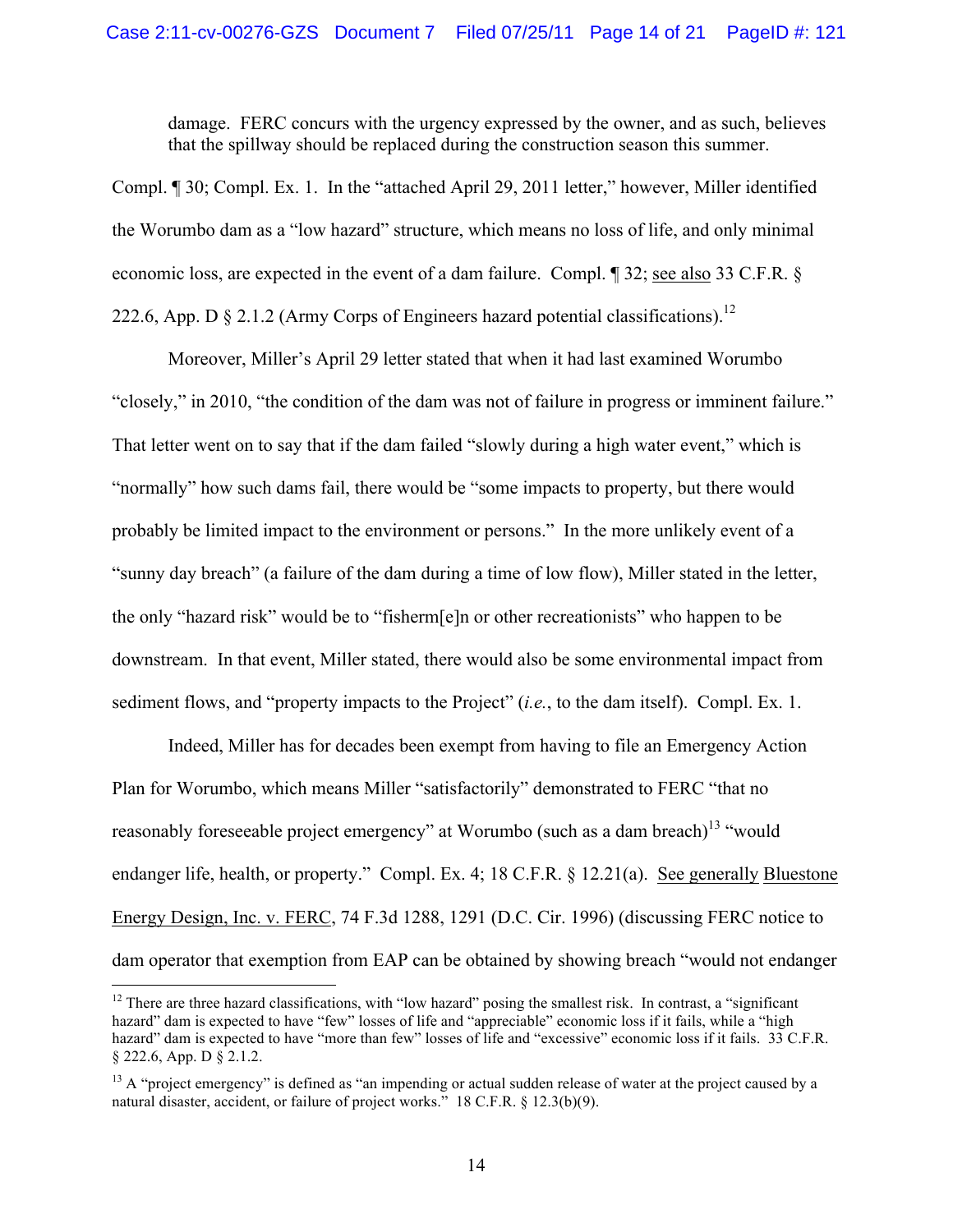damage. FERC concurs with the urgency expressed by the owner, and as such, believes that the spillway should be replaced during the construction season this summer.

Compl. ¶ 30; Compl. Ex. 1. In the "attached April 29, 2011 letter," however, Miller identified the Worumbo dam as a "low hazard" structure, which means no loss of life, and only minimal economic loss, are expected in the event of a dam failure. Compl. ¶ 32; see also 33 C.F.R. § 222.6, App. D § 2.1.2 (Army Corps of Engineers hazard potential classifications).[12]

Moreover, Miller's April 29 letter stated that when it had last examined Worumbo "closely," in 2010, "the condition of the dam was not of failure in progress or imminent failure." That letter went on to say that if the dam failed "slowly during a high water event," which is "normally" how such dams fail, there would be "some impacts to property, but there would probably be limited impact to the environment or persons." In the more unlikely event of a "sunny day breach" (a failure of the dam during a time of low flow), Miller stated in the letter, the only "hazard risk" would be to "fisherm[e]n or other recreationists" who happen to be downstream. In that event, Miller stated, there would also be some environmental impact from sediment flows, and "property impacts to the Project" (*i.e.*, to the dam itself). Compl. Ex. 1.

Indeed, Miller has for decades been exempt from having to file an Emergency Action Plan for Worumbo, which means Miller "satisfactorily" demonstrated to FERC "that no reasonably foreseeable project emergency" at Worumbo (such as a dam breach)[13] "would endanger life, health, or property." Compl. Ex. 4; 18 C.F.R. § 12.21(a). See generally Bluestone Energy Design, Inc. v. FERC, 74 F.3d 1288, 1291 (D.C. Cir. 1996) (discussing FERC notice to dam operator that exemption from EAP can be obtained by showing breach "would not endanger

---

[12] There are three hazard classifications, with "low hazard" posing the smallest risk. In contrast, a "significant hazard" dam is expected to have "few" losses of life and "appreciable" economic loss if it fails, while a "high hazard" dam is expected to have "more than few" losses of life and "excessive" economic loss if it fails. 33 C.F.R. § 222.6, App. D § 2.1.2.

[13] A "project emergency" is defined as "an impending or actual sudden release of water at the project caused by a natural disaster, accident, or failure of project works." 18 C.F.R. § 12.3(b)(9).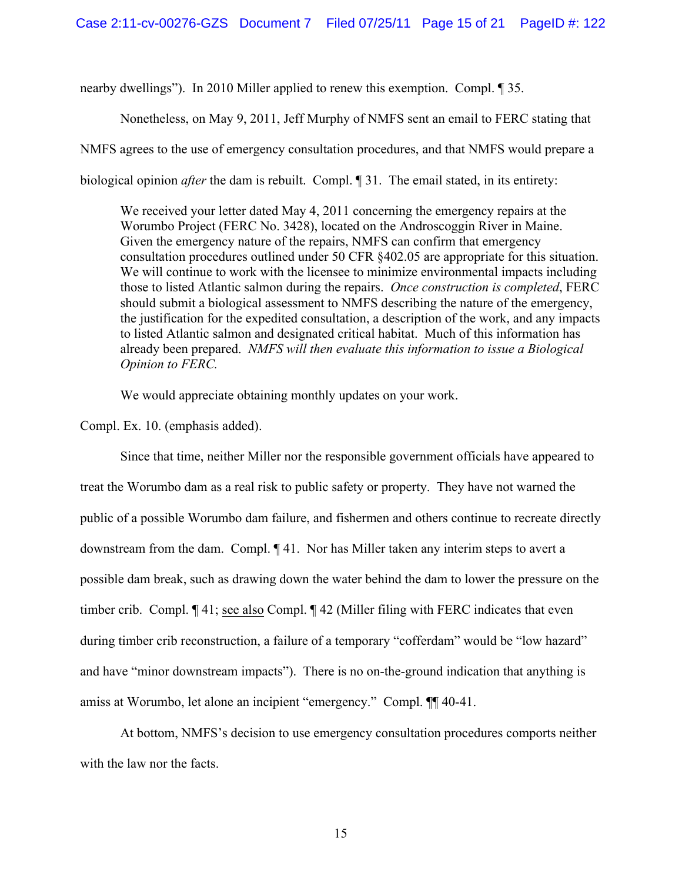nearby dwellings"). In 2010 Miller applied to renew this exemption. Compl. ¶ 35.

Nonetheless, on May 9, 2011, Jeff Murphy of NMFS sent an email to FERC stating that NMFS agrees to the use of emergency consultation procedures, and that NMFS would prepare a biological opinion *after* the dam is rebuilt. Compl. ¶ 31. The email stated, in its entirety:

> We received your letter dated May 4, 2011 concerning the emergency repairs at the Worumbo Project (FERC No. 3428), located on the Androscoggin River in Maine. Given the emergency nature of the repairs, NMFS can confirm that emergency consultation procedures outlined under 50 CFR §402.05 are appropriate for this situation. We will continue to work with the licensee to minimize environmental impacts including those to listed Atlantic salmon during the repairs. *Once construction is completed*, FERC should submit a biological assessment to NMFS describing the nature of the emergency, the justification for the expedited consultation, a description of the work, and any impacts to listed Atlantic salmon and designated critical habitat. Much of this information has already been prepared. *NMFS will then evaluate this information to issue a Biological Opinion to FERC.*
>
> We would appreciate obtaining monthly updates on your work.

Compl. Ex. 10. (emphasis added).

Since that time, neither Miller nor the responsible government officials have appeared to treat the Worumbo dam as a real risk to public safety or property. They have not warned the public of a possible Worumbo dam failure, and fishermen and others continue to recreate directly downstream from the dam. Compl. ¶ 41. Nor has Miller taken any interim steps to avert a possible dam break, such as drawing down the water behind the dam to lower the pressure on the timber crib. Compl. ¶ 41; see also Compl. ¶ 42 (Miller filing with FERC indicates that even during timber crib reconstruction, a failure of a temporary "cofferdam" would be "low hazard" and have "minor downstream impacts"). There is no on-the-ground indication that anything is amiss at Worumbo, let alone an incipient "emergency." Compl. ¶¶ 40-41.

At bottom, NMFS's decision to use emergency consultation procedures comports neither with the law nor the facts.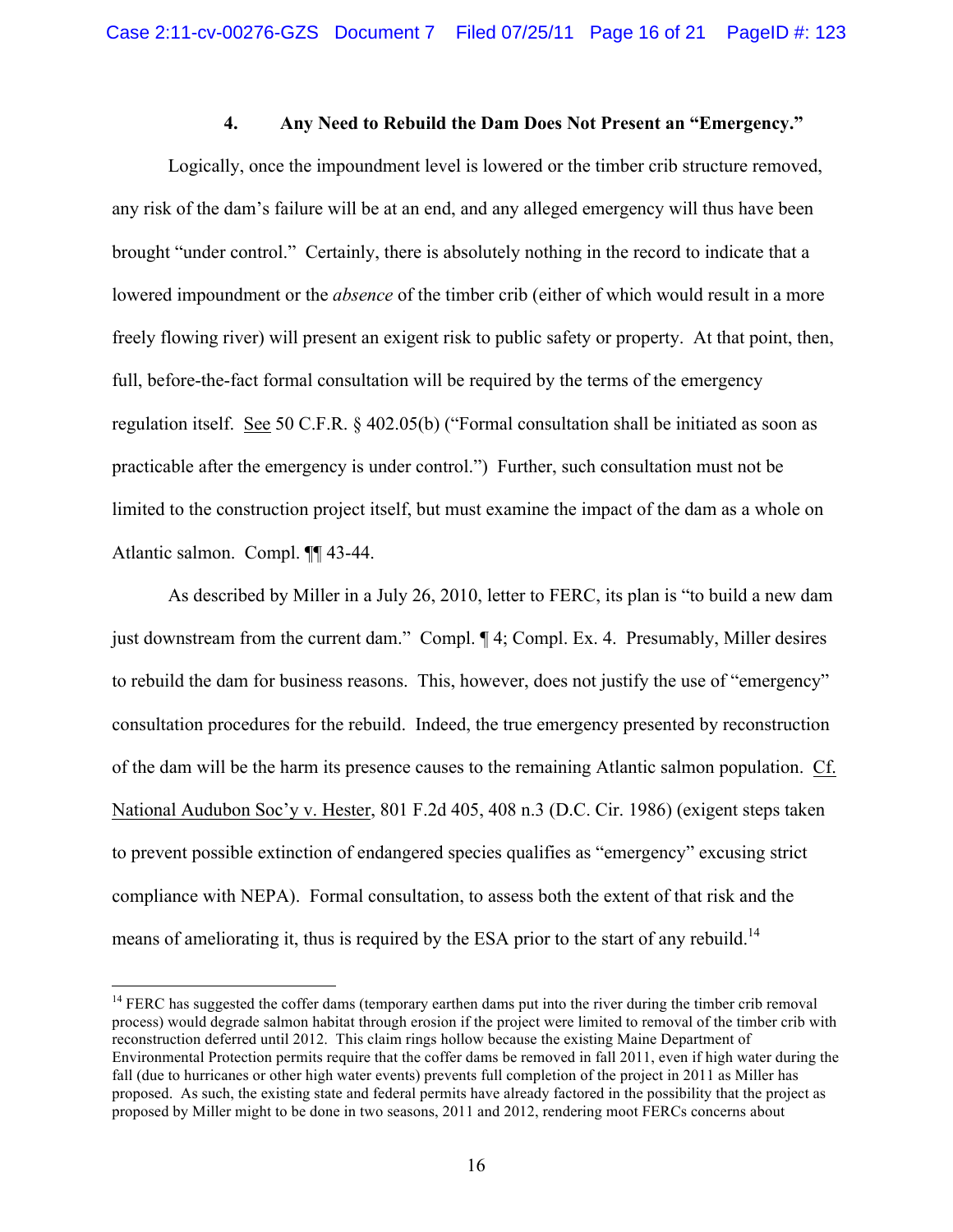### 4. Any Need to Rebuild the Dam Does Not Present an "Emergency."

Logically, once the impoundment level is lowered or the timber crib structure removed, any risk of the dam's failure will be at an end, and any alleged emergency will thus have been brought "under control." Certainly, there is absolutely nothing in the record to indicate that a lowered impoundment or the *absence* of the timber crib (either of which would result in a more freely flowing river) will present an exigent risk to public safety or property. At that point, then, full, before-the-fact formal consultation will be required by the terms of the emergency regulation itself. See 50 C.F.R. § 402.05(b) ("Formal consultation shall be initiated as soon as practicable after the emergency is under control.") Further, such consultation must not be limited to the construction project itself, but must examine the impact of the dam as a whole on Atlantic salmon. Compl. ¶¶ 43-44.

As described by Miller in a July 26, 2010, letter to FERC, its plan is "to build a new dam just downstream from the current dam." Compl. ¶ 4; Compl. Ex. 4. Presumably, Miller desires to rebuild the dam for business reasons. This, however, does not justify the use of "emergency" consultation procedures for the rebuild. Indeed, the true emergency presented by reconstruction of the dam will be the harm its presence causes to the remaining Atlantic salmon population. Cf. National Audubon Soc'y v. Hester, 801 F.2d 405, 408 n.3 (D.C. Cir. 1986) (exigent steps taken to prevent possible extinction of endangered species qualifies as "emergency" excusing strict compliance with NEPA). Formal consultation, to assess both the extent of that risk and the means of ameliorating it, thus is required by the ESA prior to the start of any rebuild.[14]

---

[14] FERC has suggested the coffer dams (temporary earthen dams put into the river during the timber crib removal process) would degrade salmon habitat through erosion if the project were limited to removal of the timber crib with reconstruction deferred until 2012. This claim rings hollow because the existing Maine Department of Environmental Protection permits require that the coffer dams be removed in fall 2011, even if high water during the fall (due to hurricanes or other high water events) prevents full completion of the project in 2011 as Miller has proposed. As such, the existing state and federal permits have already factored in the possibility that the project as proposed by Miller might to be done in two seasons, 2011 and 2012, rendering moot FERCs concerns about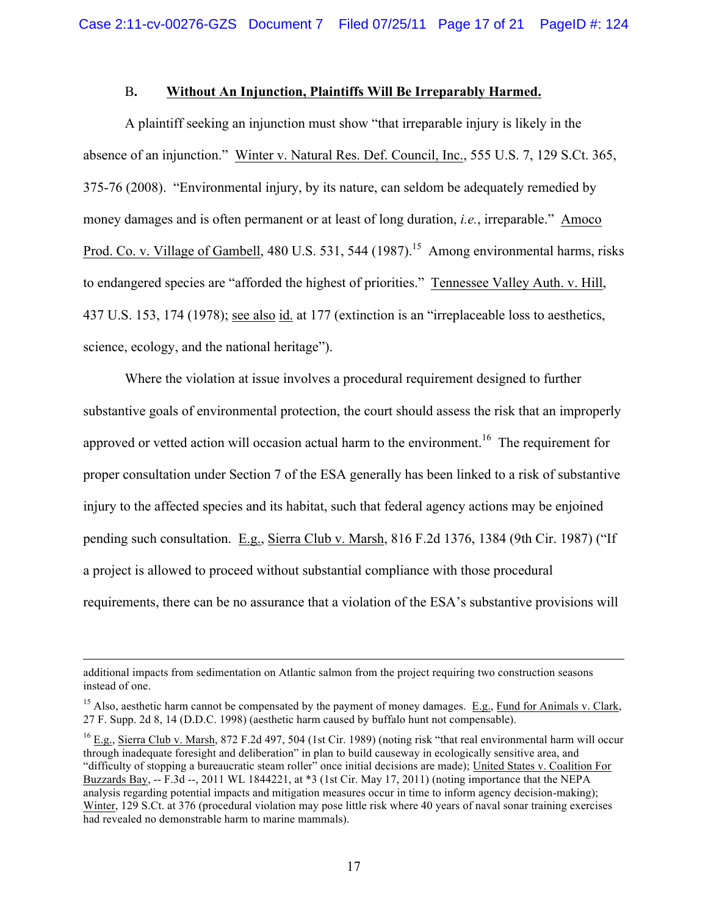B. **Without An Injunction, Plaintiffs Will Be Irreparably Harmed.**

A plaintiff seeking an injunction must show "that irreparable injury is likely in the absence of an injunction." Winter v. Natural Res. Def. Council, Inc., 555 U.S. 7, 129 S.Ct. 365, 375-76 (2008). "Environmental injury, by its nature, can seldom be adequately remedied by money damages and is often permanent or at least of long duration, *i.e.*, irreparable." Amoco Prod. Co. v. Village of Gambell, 480 U.S. 531, 544 (1987).[15] Among environmental harms, risks to endangered species are "afforded the highest of priorities." Tennessee Valley Auth. v. Hill, 437 U.S. 153, 174 (1978); see also id. at 177 (extinction is an "irreplaceable loss to aesthetics, science, ecology, and the national heritage").

Where the violation at issue involves a procedural requirement designed to further substantive goals of environmental protection, the court should assess the risk that an improperly approved or vetted action will occasion actual harm to the environment.[16] The requirement for proper consultation under Section 7 of the ESA generally has been linked to a risk of substantive injury to the affected species and its habitat, such that federal agency actions may be enjoined pending such consultation. E.g., Sierra Club v. Marsh, 816 F.2d 1376, 1384 (9th Cir. 1987) ("If a project is allowed to proceed without substantial compliance with those procedural requirements, there can be no assurance that a violation of the ESA's substantive provisions will

---

additional impacts from sedimentation on Atlantic salmon from the project requiring two construction seasons instead of one.

[15] Also, aesthetic harm cannot be compensated by the payment of money damages. E.g., Fund for Animals v. Clark, 27 F. Supp. 2d 8, 14 (D.D.C. 1998) (aesthetic harm caused by buffalo hunt not compensable).

[16] E.g., Sierra Club v. Marsh, 872 F.2d 497, 504 (1st Cir. 1989) (noting risk "that real environmental harm will occur through inadequate foresight and deliberation" in plan to build causeway in ecologically sensitive area, and "difficulty of stopping a bureaucratic steam roller" once initial decisions are made); United States v. Coalition For Buzzards Bay, -- F.3d --, 2011 WL 1844221, at *3 (1st Cir. May 17, 2011) (noting importance that the NEPA analysis regarding potential impacts and mitigation measures occur in time to inform agency decision-making); Winter, 129 S.Ct. at 376 (procedural violation may pose little risk where 40 years of naval sonar training exercises had revealed no demonstrable harm to marine mammals).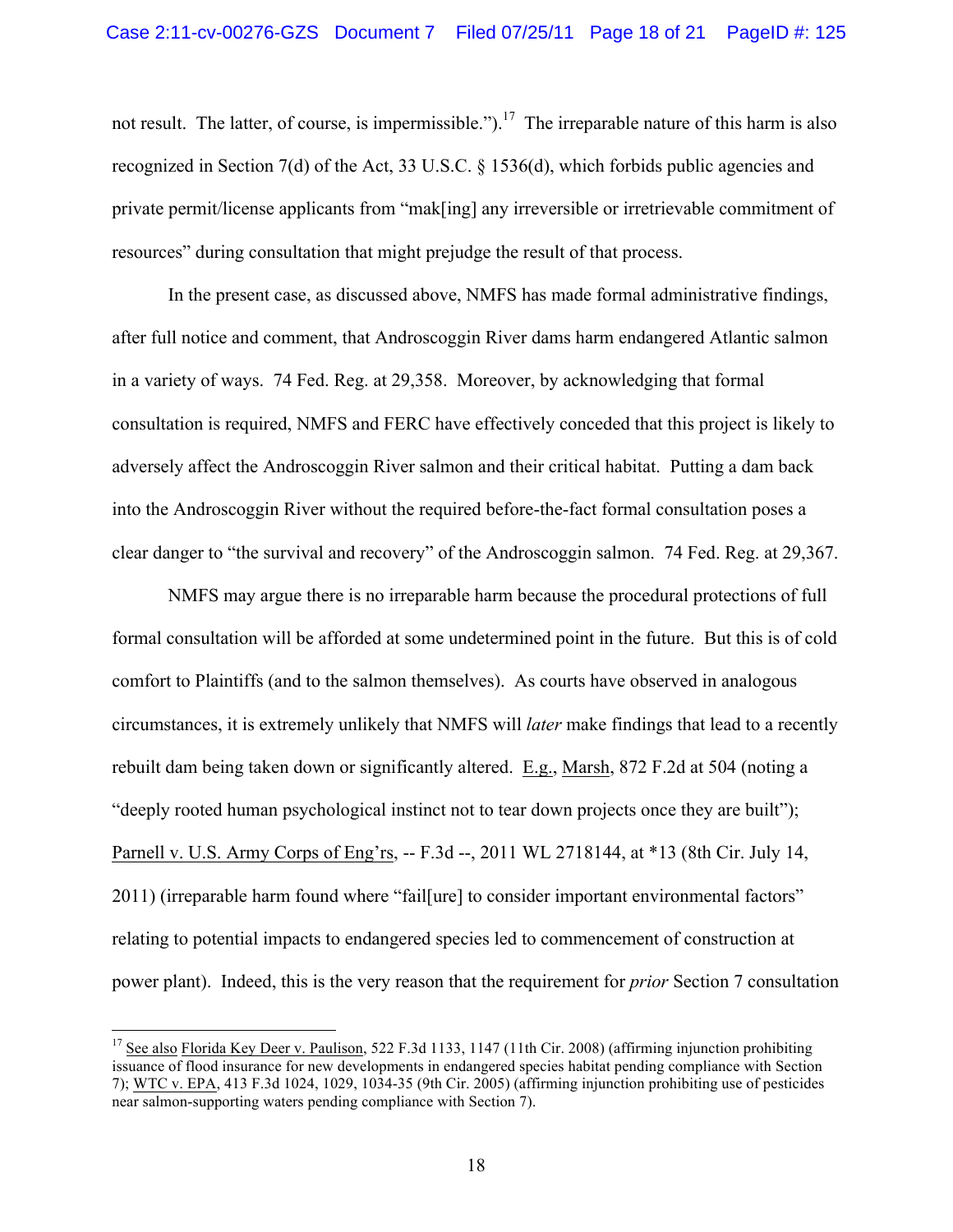not result. The latter, of course, is impermissible.").[17] The irreparable nature of this harm is also recognized in Section 7(d) of the Act, 33 U.S.C. § 1536(d), which forbids public agencies and private permit/license applicants from "mak[ing] any irreversible or irretrievable commitment of resources" during consultation that might prejudge the result of that process.

In the present case, as discussed above, NMFS has made formal administrative findings, after full notice and comment, that Androscoggin River dams harm endangered Atlantic salmon in a variety of ways. 74 Fed. Reg. at 29,358. Moreover, by acknowledging that formal consultation is required, NMFS and FERC have effectively conceded that this project is likely to adversely affect the Androscoggin River salmon and their critical habitat. Putting a dam back into the Androscoggin River without the required before-the-fact formal consultation poses a clear danger to "the survival and recovery" of the Androscoggin salmon. 74 Fed. Reg. at 29,367.

NMFS may argue there is no irreparable harm because the procedural protections of full formal consultation will be afforded at some undetermined point in the future. But this is of cold comfort to Plaintiffs (and to the salmon themselves). As courts have observed in analogous circumstances, it is extremely unlikely that NMFS will *later* make findings that lead to a recently rebuilt dam being taken down or significantly altered. E.g., Marsh, 872 F.2d at 504 (noting a "deeply rooted human psychological instinct not to tear down projects once they are built"); Parnell v. U.S. Army Corps of Eng'rs, -- F.3d --, 2011 WL 2718144, at *13 (8th Cir. July 14, 2011) (irreparable harm found where "fail[ure] to consider important environmental factors" relating to potential impacts to endangered species led to commencement of construction at power plant). Indeed, this is the very reason that the requirement for *prior* Section 7 consultation

---

[17] See also Florida Key Deer v. Paulison, 522 F.3d 1133, 1147 (11th Cir. 2008) (affirming injunction prohibiting issuance of flood insurance for new developments in endangered species habitat pending compliance with Section 7); WTC v. EPA, 413 F.3d 1024, 1029, 1034-35 (9th Cir. 2005) (affirming injunction prohibiting use of pesticides near salmon-supporting waters pending compliance with Section 7).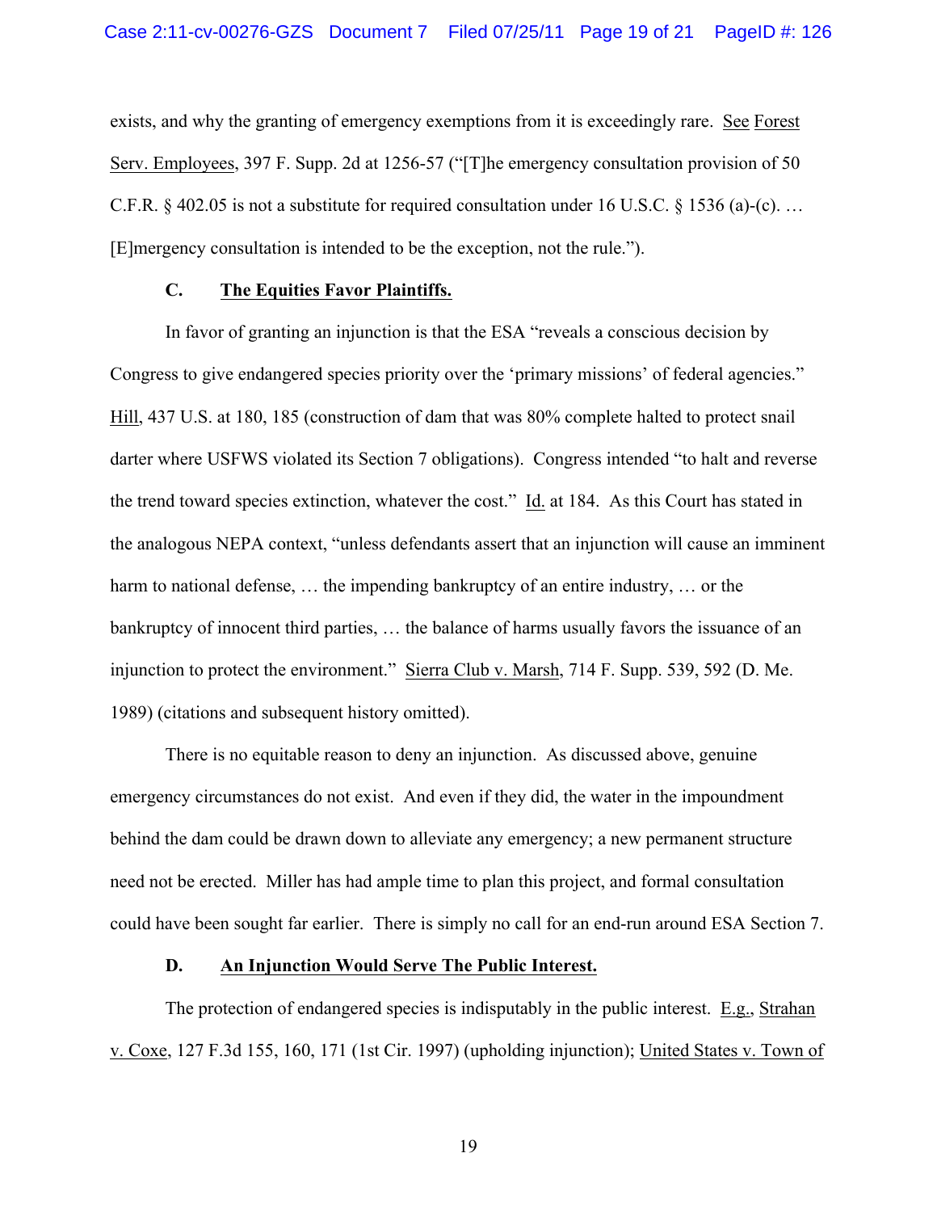exists, and why the granting of emergency exemptions from it is exceedingly rare. See Forest Serv. Employees, 397 F. Supp. 2d at 1256-57 ("[T]he emergency consultation provision of 50 C.F.R. § 402.05 is not a substitute for required consultation under 16 U.S.C. § 1536 (a)-(c). … [E]mergency consultation is intended to be the exception, not the rule.").

### C. The Equities Favor Plaintiffs.

In favor of granting an injunction is that the ESA "reveals a conscious decision by Congress to give endangered species priority over the 'primary missions' of federal agencies." Hill, 437 U.S. at 180, 185 (construction of dam that was 80% complete halted to protect snail darter where USFWS violated its Section 7 obligations). Congress intended "to halt and reverse the trend toward species extinction, whatever the cost." Id. at 184. As this Court has stated in the analogous NEPA context, "unless defendants assert that an injunction will cause an imminent harm to national defense, … the impending bankruptcy of an entire industry, … or the bankruptcy of innocent third parties, … the balance of harms usually favors the issuance of an injunction to protect the environment." Sierra Club v. Marsh, 714 F. Supp. 539, 592 (D. Me. 1989) (citations and subsequent history omitted).

There is no equitable reason to deny an injunction. As discussed above, genuine emergency circumstances do not exist. And even if they did, the water in the impoundment behind the dam could be drawn down to alleviate any emergency; a new permanent structure need not be erected. Miller has had ample time to plan this project, and formal consultation could have been sought far earlier. There is simply no call for an end-run around ESA Section 7.

### D. An Injunction Would Serve The Public Interest.

The protection of endangered species is indisputably in the public interest. E.g., Strahan v. Coxe, 127 F.3d 155, 160, 171 (1st Cir. 1997) (upholding injunction); United States v. Town of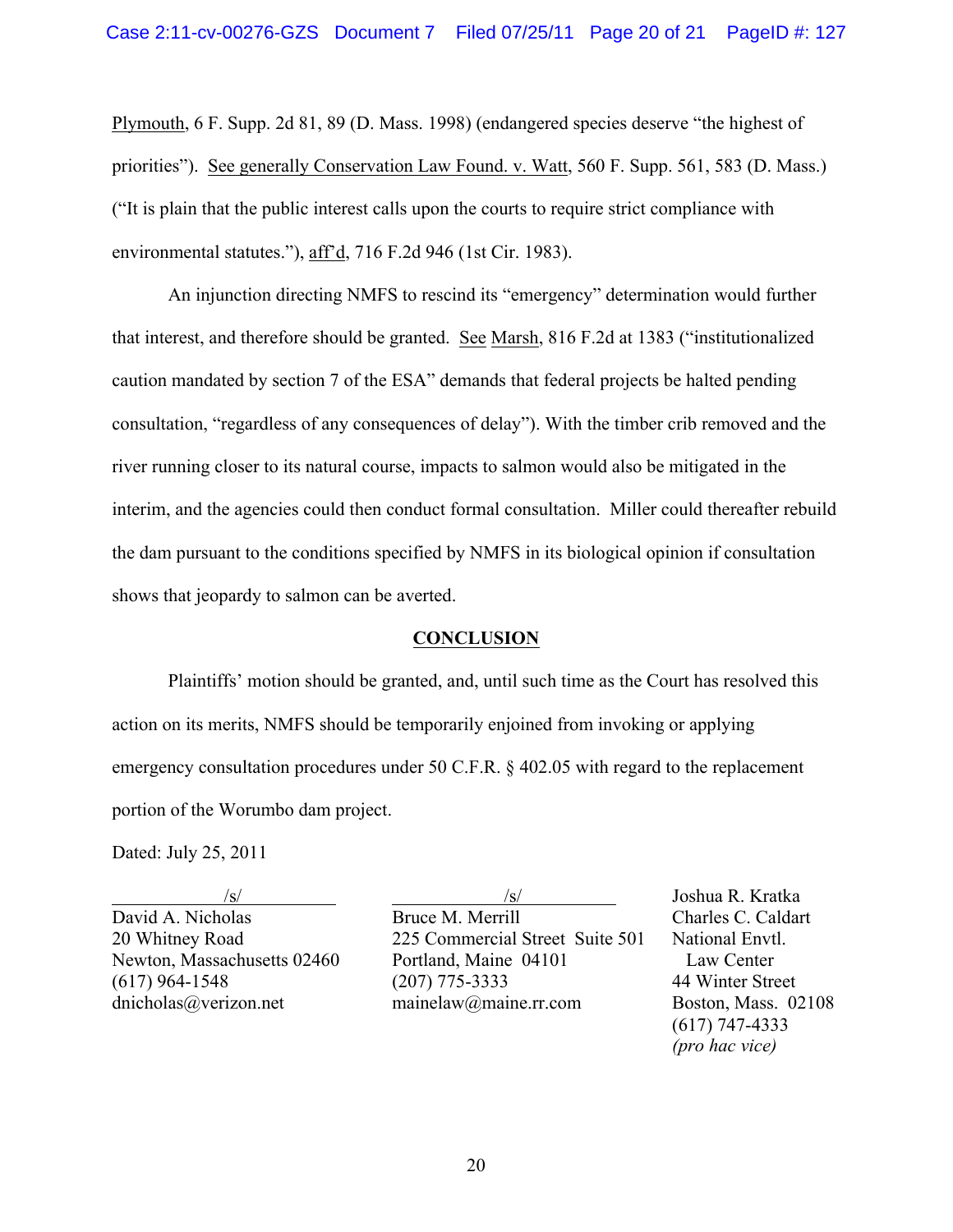Plymouth, 6 F. Supp. 2d 81, 89 (D. Mass. 1998) (endangered species deserve "the highest of priorities"). See generally Conservation Law Found. v. Watt, 560 F. Supp. 561, 583 (D. Mass.) ("It is plain that the public interest calls upon the courts to require strict compliance with environmental statutes."), aff'd, 716 F.2d 946 (1st Cir. 1983).

An injunction directing NMFS to rescind its "emergency" determination would further that interest, and therefore should be granted. See Marsh, 816 F.2d at 1383 ("institutionalized caution mandated by section 7 of the ESA" demands that federal projects be halted pending consultation, "regardless of any consequences of delay"). With the timber crib removed and the river running closer to its natural course, impacts to salmon would also be mitigated in the interim, and the agencies could then conduct formal consultation. Miller could thereafter rebuild the dam pursuant to the conditions specified by NMFS in its biological opinion if consultation shows that jeopardy to salmon can be averted.

## CONCLUSION

Plaintiffs' motion should be granted, and, until such time as the Court has resolved this action on its merits, NMFS should be temporarily enjoined from invoking or applying emergency consultation procedures under 50 C.F.R. § 402.05 with regard to the replacement portion of the Worumbo dam project.

Dated: July 25, 2011

/s/
David A. Nicholas
20 Whitney Road
Newton, Massachusetts 02460
(617) 964-1548
dnicholas@verizon.net

/s/
Bruce M. Merrill
225 Commercial Street Suite 501
Portland, Maine 04101
(207) 775-3333
mainelaw@maine.rr.com

Joshua R. Kratka
Charles C. Caldart
National Envtl. Law Center
44 Winter Street
Boston, Mass. 02108
(617) 747-4333
*(pro hac vice)*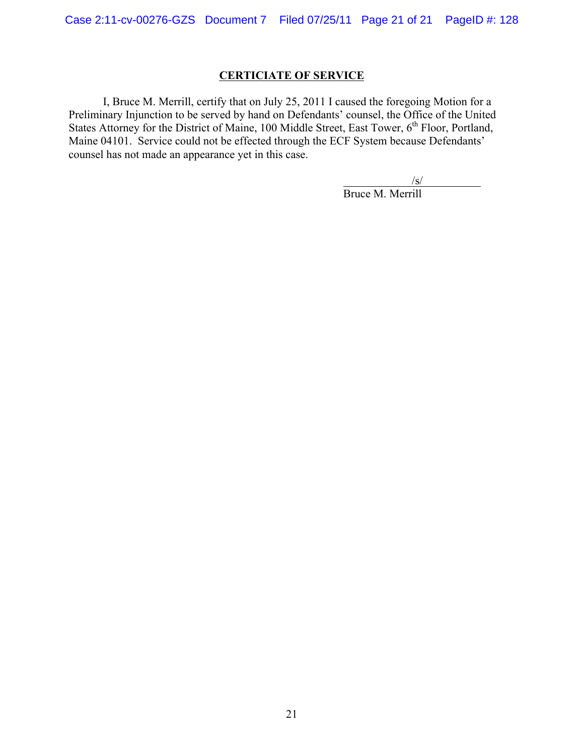## CERTICIATE OF SERVICE

I, Bruce M. Merrill, certify that on July 25, 2011 I caused the foregoing Motion for a Preliminary Injunction to be served by hand on Defendants' counsel, the Office of the United States Attorney for the District of Maine, 100 Middle Street, East Tower, 6th Floor, Portland, Maine 04101. Service could not be effected through the ECF System because Defendants' counsel has not made an appearance yet in this case.

/s/
Bruce M. Merrill